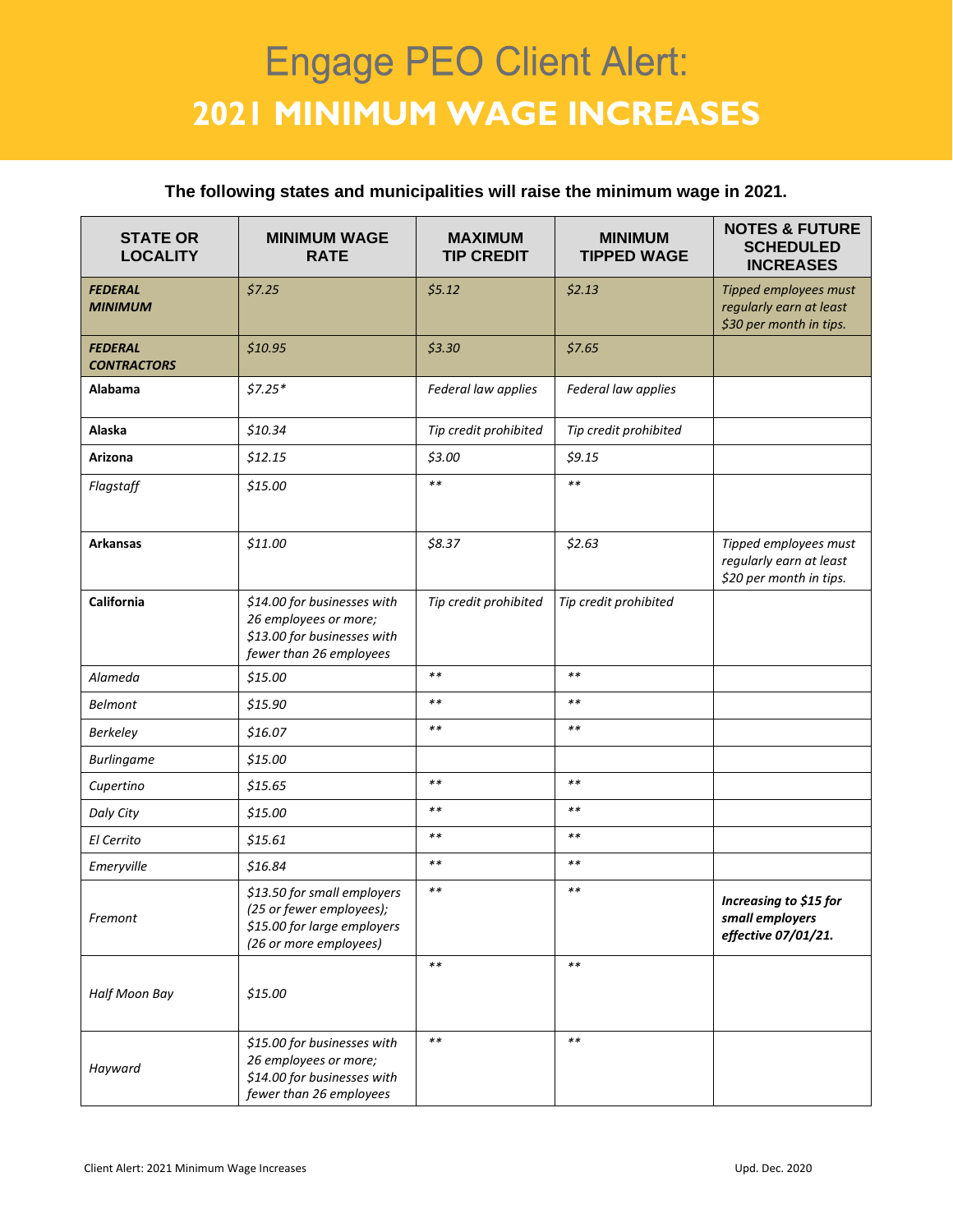# Engage PEO Client Alert:

# 2021 MINIMUM WAGE INCREASES

**The following states and municipalities will raise the minimum wage in 2021.**

| STATE OR LOCALITY | MINIMUM WAGE RATE | MAXIMUM TIP CREDIT | MINIMUM TIPPED WAGE | NOTES & FUTURE SCHEDULED INCREASES |
|---|---|---|---|---|
| ***FEDERAL MINIMUM*** | *$7.25* | *$5.12* | *$2.13* | *Tipped employees must regularly earn at least $30 per month in tips.* |
| ***FEDERAL CONTRACTORS*** | *$10.95* | *$3.30* | *$7.65* | |
| **Alabama** | *$7.25** | *Federal law applies* | *Federal law applies* | |
| **Alaska** | *$10.34* | *Tip credit prohibited* | *Tip credit prohibited* | |
| **Arizona** | *$12.15* | *$3.00* | *$9.15* | |
| *Flagstaff* | *$15.00* | ** | ** | |
| **Arkansas** | *$11.00* | *$8.37* | *$2.63* | *Tipped employees must regularly earn at least $20 per month in tips.* |
| **California** | *$14.00 for businesses with 26 employees or more; $13.00 for businesses with fewer than 26 employees* | *Tip credit prohibited* | *Tip credit prohibited* | |
| *Alameda* | *$15.00* | ** | ** | |
| *Belmont* | *$15.90* | ** | ** | |
| *Berkeley* | *$16.07* | ** | ** | |
| *Burlingame* | *$15.00* | | | |
| *Cupertino* | *$15.65* | ** | ** | |
| *Daly City* | *$15.00* | ** | ** | |
| *El Cerrito* | *$15.61* | ** | ** | |
| *Emeryville* | *$16.84* | ** | ** | |
| *Fremont* | *$13.50 for small employers (25 or fewer employees); $15.00 for large employers (26 or more employees)* | ** | ** | ***Increasing to $15 for small employers effective 07/01/21.*** |
| *Half Moon Bay* | *$15.00* | ** | ** | |
| *Hayward* | *$15.00 for businesses with 26 employees or more; $14.00 for businesses with fewer than 26 employees* | ** | ** | |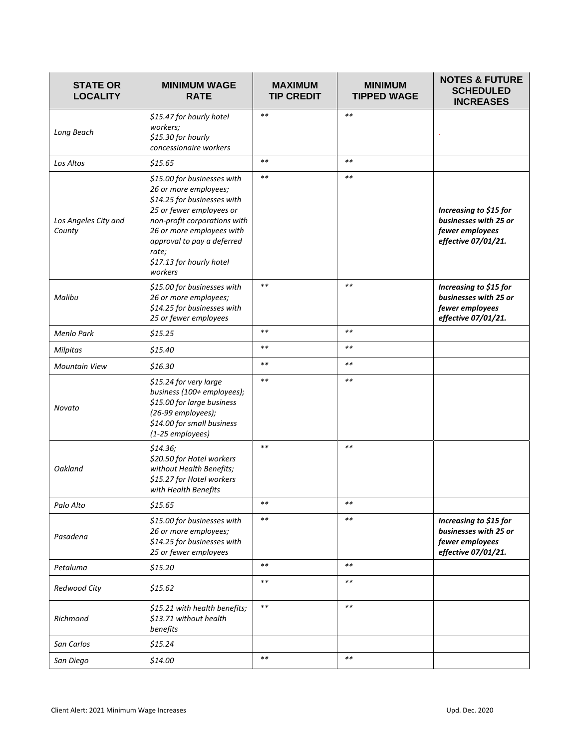| STATE OR LOCALITY | MINIMUM WAGE RATE | MAXIMUM TIP CREDIT | MINIMUM TIPPED WAGE | NOTES & FUTURE SCHEDULED INCREASES |
|---|---|---|---|---|
| *Long Beach* | *$15.47 for hourly hotel workers;<br>$15.30 for hourly concessionaire workers* | ** | ** | . |
| *Los Altos* | *$15.65* | ** | ** | |
| *Los Angeles City and County* | *$15.00 for businesses with 26 or more employees;<br>$14.25 for businesses with 25 or fewer employees or non-profit corporations with 26 or more employees with approval to pay a deferred rate;<br>$17.13 for hourly hotel workers* | ** | ** | ***Increasing to $15 for businesses with 25 or fewer employees effective 07/01/21.*** |
| *Malibu* | *$15.00 for businesses with 26 or more employees;<br>$14.25 for businesses with 25 or fewer employees* | ** | ** | ***Increasing to $15 for businesses with 25 or fewer employees effective 07/01/21.*** |
| *Menlo Park* | *$15.25* | ** | ** | |
| *Milpitas* | *$15.40* | ** | ** | |
| *Mountain View* | *$16.30* | ** | ** | |
| *Novato* | *$15.24 for very large business (100+ employees);<br>$15.00 for large business (26-99 employees);<br>$14.00 for small business (1-25 employees)* | ** | ** | |
| *Oakland* | *$14.36;<br>$20.50 for Hotel workers without Health Benefits;<br>$15.27 for Hotel workers with Health Benefits* | ** | ** | |
| *Palo Alto* | *$15.65* | ** | ** | |
| *Pasadena* | *$15.00 for businesses with 26 or more employees;<br>$14.25 for businesses with 25 or fewer employees* | ** | ** | ***Increasing to $15 for businesses with 25 or fewer employees effective 07/01/21.*** |
| *Petaluma* | *$15.20* | ** | ** | |
| *Redwood City* | *$15.62* | ** | ** | |
| *Richmond* | *$15.21 with health benefits;<br>$13.71 without health benefits* | ** | ** | |
| *San Carlos* | *$15.24* | | | |
| *San Diego* | *$14.00* | ** | ** | |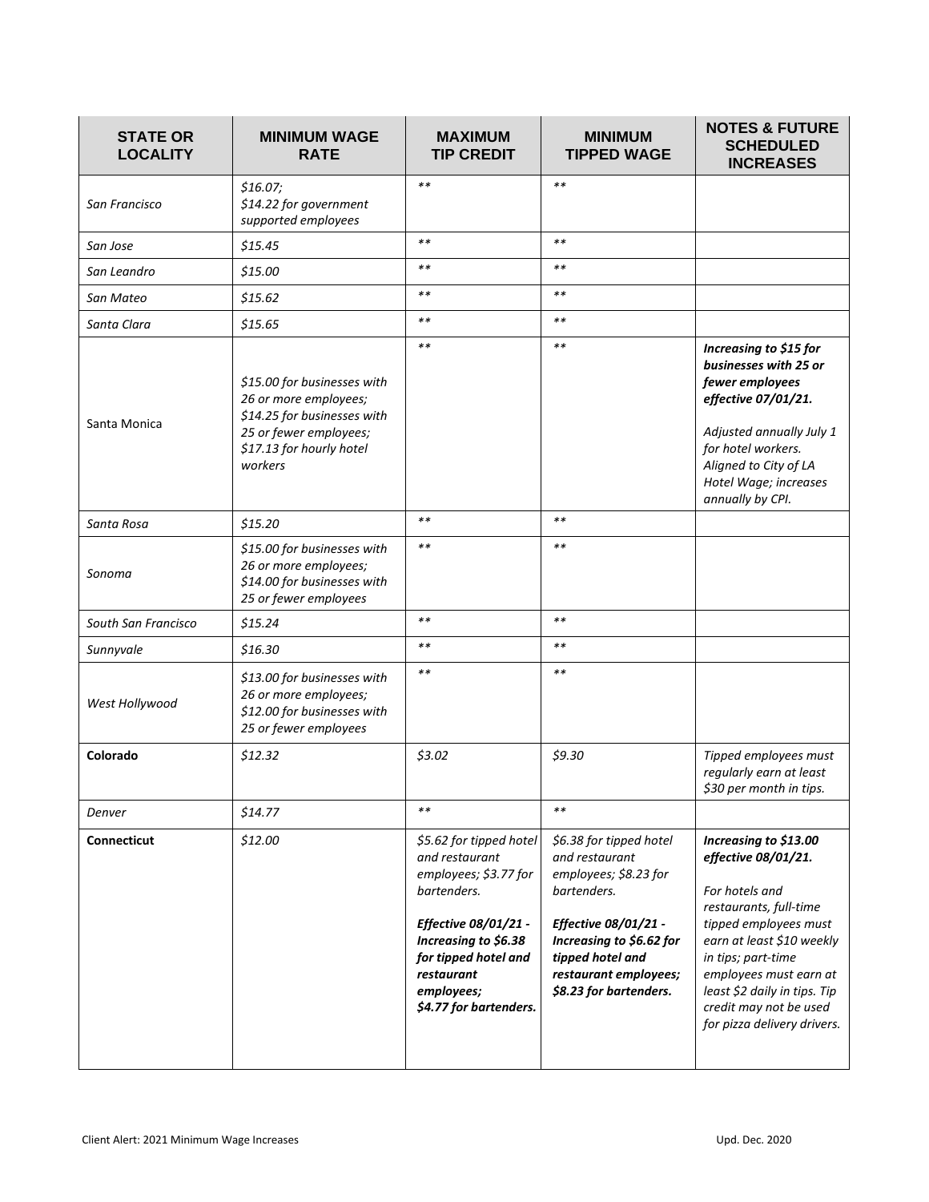| STATE OR LOCALITY | MINIMUM WAGE RATE | MAXIMUM TIP CREDIT | MINIMUM TIPPED WAGE | NOTES & FUTURE SCHEDULED INCREASES |
|---|---|---|---|---|
| *San Francisco* | *$16.07;*<br>*$14.22 for government supported employees* | ** | ** | |
| *San Jose* | *$15.45* | ** | ** | |
| *San Leandro* | *$15.00* | ** | ** | |
| *San Mateo* | *$15.62* | ** | ** | |
| *Santa Clara* | *$15.65* | ** | ** | |
| Santa Monica | *$15.00 for businesses with 26 or more employees;*<br>*$14.25 for businesses with 25 or fewer employees;*<br>*$17.13 for hourly hotel workers* | ** | ** | ***Increasing to $15 for businesses with 25 or fewer employees effective 07/01/21.***<br><br>*Adjusted annually July 1 for hotel workers. Aligned to City of LA Hotel Wage; increases annually by CPI.* |
| *Santa Rosa* | *$15.20* | ** | ** | |
| *Sonoma* | *$15.00 for businesses with 26 or more employees;*<br>*$14.00 for businesses with 25 or fewer employees* | ** | ** | |
| *South San Francisco* | *$15.24* | ** | ** | |
| *Sunnyvale* | *$16.30* | ** | ** | |
| *West Hollywood* | *$13.00 for businesses with 26 or more employees;*<br>*$12.00 for businesses with 25 or fewer employees* | ** | ** | |
| **Colorado** | *$12.32* | *$3.02* | *$9.30* | *Tipped employees must regularly earn at least $30 per month in tips.* |
| *Denver* | *$14.77* | ** | ** | |
| **Connecticut** | *$12.00* | *$5.62 for tipped hotel and restaurant employees; $3.77 for bartenders.*<br><br>***Effective 08/01/21 - Increasing to $6.38 for tipped hotel and restaurant employees; $4.77 for bartenders.*** | *$6.38 for tipped hotel and restaurant employees; $8.23 for bartenders.*<br><br>***Effective 08/01/21 - Increasing to $6.62 for tipped hotel and restaurant employees; $8.23 for bartenders.*** | ***Increasing to $13.00 effective 08/01/21.***<br><br>*For hotels and restaurants, full-time tipped employees must earn at least $10 weekly in tips; part-time employees must earn at least $2 daily in tips. Tip credit may not be used for pizza delivery drivers.* |

Client Alert: 2021 Minimum Wage Increases — Upd. Dec. 2020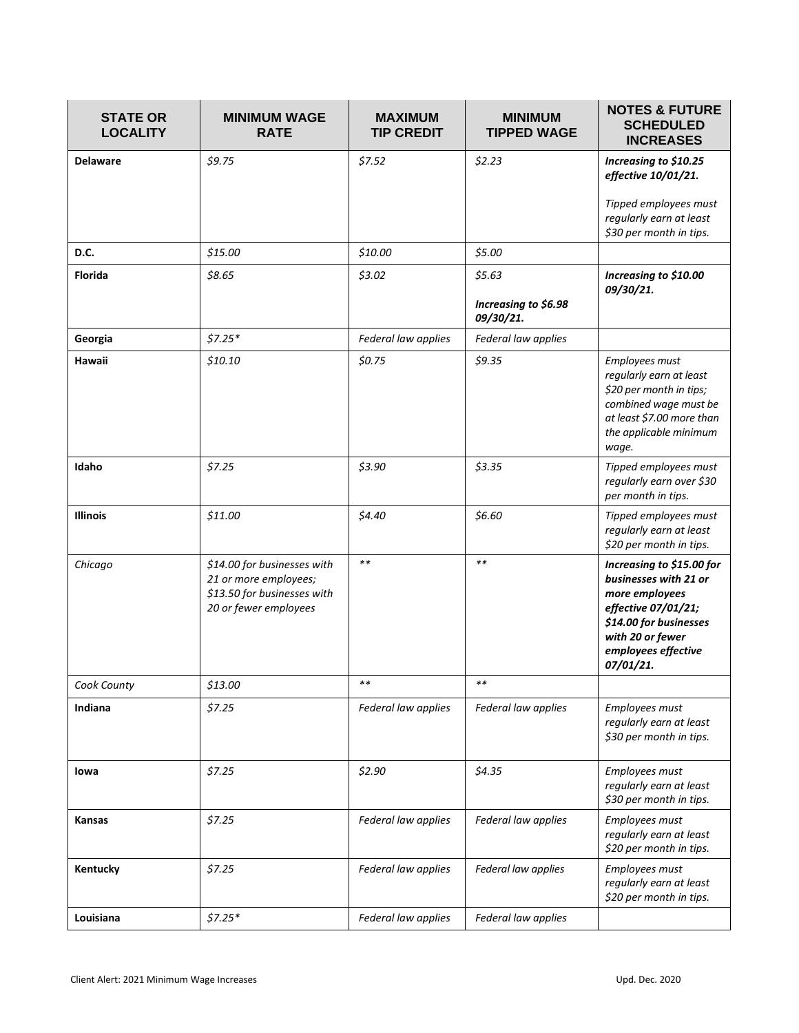| STATE OR LOCALITY | MINIMUM WAGE RATE | MAXIMUM TIP CREDIT | MINIMUM TIPPED WAGE | NOTES & FUTURE SCHEDULED INCREASES |
|---|---|---|---|---|
| **Delaware** | *$9.75* | *$7.52* | *$2.23* | ***Increasing to $10.25 effective 10/01/21.*** *Tipped employees must regularly earn at least $30 per month in tips.* |
| **D.C.** | *$15.00* | *$10.00* | *$5.00* | |
| **Florida** | *$8.65* | *$3.02* | *$5.63* ***Increasing to $6.98 09/30/21.*** | ***Increasing to $10.00 09/30/21.*** |
| **Georgia** | *$7.25** | *Federal law applies* | *Federal law applies* | |
| **Hawaii** | *$10.10* | *$0.75* | *$9.35* | *Employees must regularly earn at least $20 per month in tips; combined wage must be at least $7.00 more than the applicable minimum wage.* |
| **Idaho** | *$7.25* | *$3.90* | *$3.35* | *Tipped employees must regularly earn over $30 per month in tips.* |
| **Illinois** | *$11.00* | *$4.40* | *$6.60* | *Tipped employees must regularly earn at least $20 per month in tips.* |
| *Chicago* | *$14.00 for businesses with 21 or more employees; $13.50 for businesses with 20 or fewer employees* | ** | ** | ***Increasing to $15.00 for businesses with 21 or more employees effective 07/01/21; $14.00 for businesses with 20 or fewer employees effective 07/01/21.*** |
| *Cook County* | *$13.00* | ** | ** | |
| **Indiana** | *$7.25* | *Federal law applies* | *Federal law applies* | *Employees must regularly earn at least $30 per month in tips.* |
| **Iowa** | *$7.25* | *$2.90* | *$4.35* | *Employees must regularly earn at least $30 per month in tips.* |
| **Kansas** | *$7.25* | *Federal law applies* | *Federal law applies* | *Employees must regularly earn at least $20 per month in tips.* |
| **Kentucky** | *$7.25* | *Federal law applies* | *Federal law applies* | *Employees must regularly earn at least $20 per month in tips.* |
| **Louisiana** | *$7.25** | *Federal law applies* | *Federal law applies* | |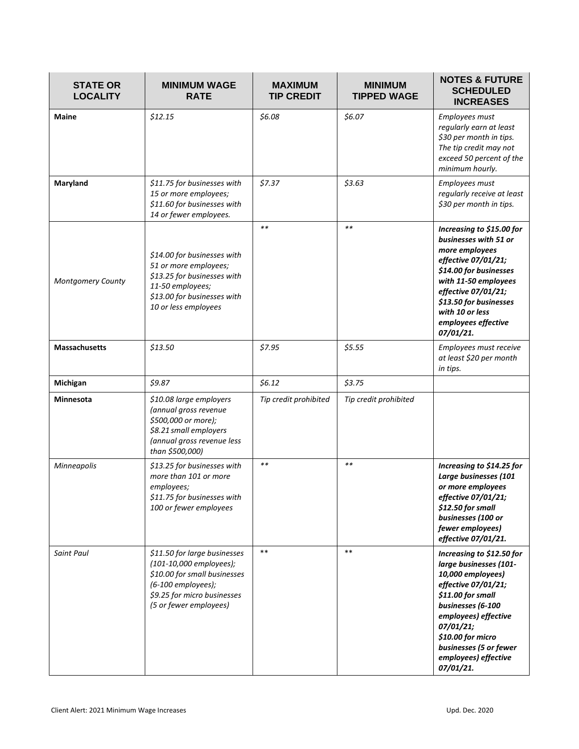| STATE OR LOCALITY | MINIMUM WAGE RATE | MAXIMUM TIP CREDIT | MINIMUM TIPPED WAGE | NOTES & FUTURE SCHEDULED INCREASES |
|---|---|---|---|---|
| **Maine** | *$12.15* | *$6.08* | *$6.07* | *Employees must regularly earn at least $30 per month in tips. The tip credit may not exceed 50 percent of the minimum hourly.* |
| **Maryland** | *$11.75 for businesses with 15 or more employees; $11.60 for businesses with 14 or fewer employees.* | *$7.37* | *$3.63* | *Employees must regularly receive at least $30 per month in tips.* |
| *Montgomery County* | *$14.00 for businesses with 51 or more employees; $13.25 for businesses with 11-50 employees; $13.00 for businesses with 10 or less employees* | ** | ** | ***Increasing to $15.00 for businesses with 51 or more employees effective 07/01/21; $14.00 for businesses with 11-50 employees effective 07/01/21; $13.50 for businesses with 10 or less employees effective 07/01/21.*** |
| **Massachusetts** | *$13.50* | *$7.95* | *$5.55* | *Employees must receive at least $20 per month in tips.* |
| **Michigan** | *$9.87* | *$6.12* | *$3.75* | |
| **Minnesota** | *$10.08 large employers (annual gross revenue $500,000 or more); $8.21 small employers (annual gross revenue less than $500,000)* | *Tip credit prohibited* | *Tip credit prohibited* | |
| *Minneapolis* | *$13.25 for businesses with more than 101 or more employees; $11.75 for businesses with 100 or fewer employees* | ** | ** | ***Increasing to $14.25 for Large businesses (101 or more employees effective 07/01/21; $12.50 for small businesses (100 or fewer employees) effective 07/01/21.*** |
| *Saint Paul* | *$11.50 for large businesses (101-10,000 employees); $10.00 for small businesses (6-100 employees); $9.25 for micro businesses (5 or fewer employees)* | ** | ** | ***Increasing to $12.50 for large businesses (101-10,000 employees) effective 07/01/21; $11.00 for small businesses (6-100 employees) effective 07/01/21; $10.00 for micro businesses (5 or fewer employees) effective 07/01/21.*** |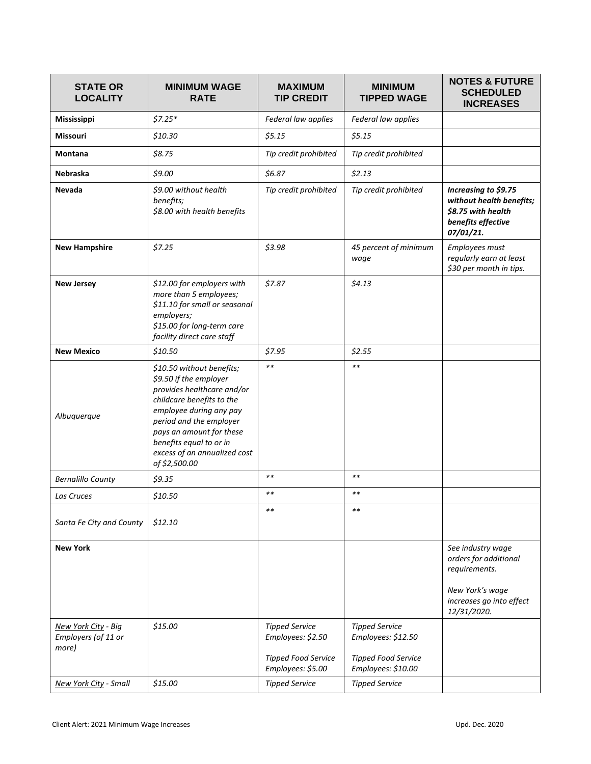| STATE OR LOCALITY | MINIMUM WAGE RATE | MAXIMUM TIP CREDIT | MINIMUM TIPPED WAGE | NOTES & FUTURE SCHEDULED INCREASES |
|---|---|---|---|---|
| **Mississippi** | *$7.25** | *Federal law applies* | *Federal law applies* | |
| **Missouri** | *$10.30* | *$5.15* | *$5.15* | |
| **Montana** | *$8.75* | *Tip credit prohibited* | *Tip credit prohibited* | |
| **Nebraska** | *$9.00* | *$6.87* | *$2.13* | |
| **Nevada** | *$9.00 without health benefits;*<br>*$8.00 with health benefits* | *Tip credit prohibited* | *Tip credit prohibited* | ***Increasing to $9.75 without health benefits; $8.75 with health benefits effective 07/01/21.*** |
| **New Hampshire** | *$7.25* | *$3.98* | *45 percent of minimum wage* | *Employees must regularly earn at least $30 per month in tips.* |
| **New Jersey** | *$12.00 for employers with more than 5 employees;*<br>*$11.10 for small or seasonal employers;*<br>*$15.00 for long-term care facility direct care staff* | *$7.87* | *$4.13* | |
| **New Mexico** | *$10.50* | *$7.95* | *$2.55* | |
| *Albuquerque* | *$10.50 without benefits; $9.50 if the employer provides healthcare and/or childcare benefits to the employee during any pay period and the employer pays an amount for these benefits equal to or in excess of an annualized cost of $2,500.00* | ** | ** | |
| *Bernalillo County* | *$9.35* | ** | ** | |
| *Las Cruces* | *$10.50* | ** | ** | |
| *Santa Fe City and County* | *$12.10* | ** | ** | |
| **New York** | | | | *See industry wage orders for additional requirements.*<br><br>*New York's wage increases go into effect 12/31/2020.* |
| *New York City - Big Employers (of 11 or more)* | *$15.00* | *Tipped Service Employees: $2.50*<br><br>*Tipped Food Service Employees: $5.00* | *Tipped Service Employees: $12.50*<br><br>*Tipped Food Service Employees: $10.00* | |
| *New York City - Small* | *$15.00* | *Tipped Service* | *Tipped Service* | |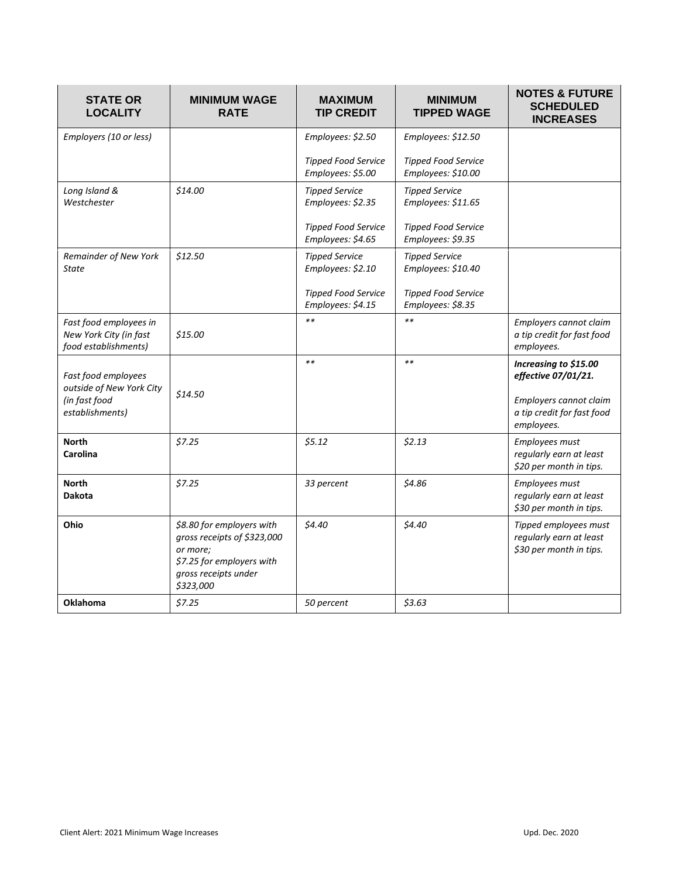| STATE OR LOCALITY | MINIMUM WAGE RATE | MAXIMUM TIP CREDIT | MINIMUM TIPPED WAGE | NOTES & FUTURE SCHEDULED INCREASES |
|---|---|---|---|---|
| *Employers (10 or less)* | | *Employees: $2.50*<br><br>*Tipped Food Service Employees: $5.00* | *Employees: $12.50*<br><br>*Tipped Food Service Employees: $10.00* | |
| *Long Island & Westchester* | *$14.00* | *Tipped Service Employees: $2.35*<br><br>*Tipped Food Service Employees: $4.65* | *Tipped Service Employees: $11.65*<br><br>*Tipped Food Service Employees: $9.35* | |
| *Remainder of New York State* | *$12.50* | *Tipped Service Employees: $2.10*<br><br>*Tipped Food Service Employees: $4.15* | *Tipped Service Employees: $10.40*<br><br>*Tipped Food Service Employees: $8.35* | |
| *Fast food employees in New York City (in fast food establishments)* | *$15.00* | ** | ** | *Employers cannot claim a tip credit for fast food employees.* |
| *Fast food employees outside of New York City (in fast food establishments)* | *$14.50* | ** | ** | ***Increasing to $15.00 effective 07/01/21.***<br><br>*Employers cannot claim a tip credit for fast food employees.* |
| **North Carolina** | *$7.25* | *$5.12* | *$2.13* | *Employees must regularly earn at least $20 per month in tips.* |
| **North Dakota** | *$7.25* | *33 percent* | *$4.86* | *Employees must regularly earn at least $30 per month in tips.* |
| **Ohio** | *$8.80 for employers with gross receipts of $323,000 or more;*<br>*$7.25 for employers with gross receipts under $323,000* | *$4.40* | *$4.40* | *Tipped employees must regularly earn at least $30 per month in tips.* |
| **Oklahoma** | *$7.25* | *50 percent* | *$3.63* | |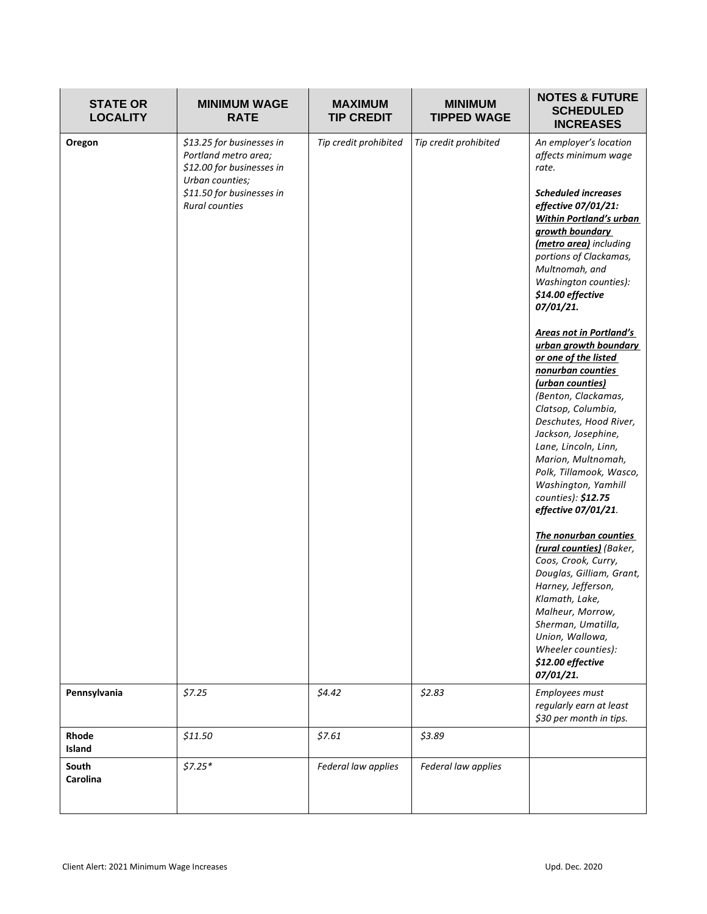| STATE OR LOCALITY | MINIMUM WAGE RATE | MAXIMUM TIP CREDIT | MINIMUM TIPPED WAGE | NOTES & FUTURE SCHEDULED INCREASES |
|---|---|---|---|---|
| **Oregon** | *$13.25 for businesses in Portland metro area; $12.00 for businesses in Urban counties; $11.50 for businesses in Rural counties* | *Tip credit prohibited* | *Tip credit prohibited* | *An employer's location affects minimum wage rate.*<br><br>***Scheduled increases effective 07/01/21:*** ***Within Portland's urban growth boundary (metro area)*** *including portions of Clackamas, Multnomah, and Washington counties):* ***$14.00 effective 07/01/21.***<br><br>***Areas not in Portland's urban growth boundary or one of the listed nonurban counties (urban counties)*** *(Benton, Clackamas, Clatsop, Columbia, Deschutes, Hood River, Jackson, Josephine, Lane, Lincoln, Linn, Marion, Multnomah, Polk, Tillamook, Wasco, Washington, Yamhill counties):* ***$12.75 effective 07/01/21****.*<br><br>***The nonurban counties (rural counties)*** *(Baker, Coos, Crook, Curry, Douglas, Gilliam, Grant, Harney, Jefferson, Klamath, Lake, Malheur, Morrow, Sherman, Umatilla, Union, Wallowa, Wheeler counties):* ***$12.00 effective 07/01/21.*** |
| **Pennsylvania** | *$7.25* | *$4.42* | *$2.83* | *Employees must regularly earn at least $30 per month in tips.* |
| **Rhode Island** | *$11.50* | *$7.61* | *$3.89* | |
| **South Carolina** | *$7.25** | *Federal law applies* | *Federal law applies* | |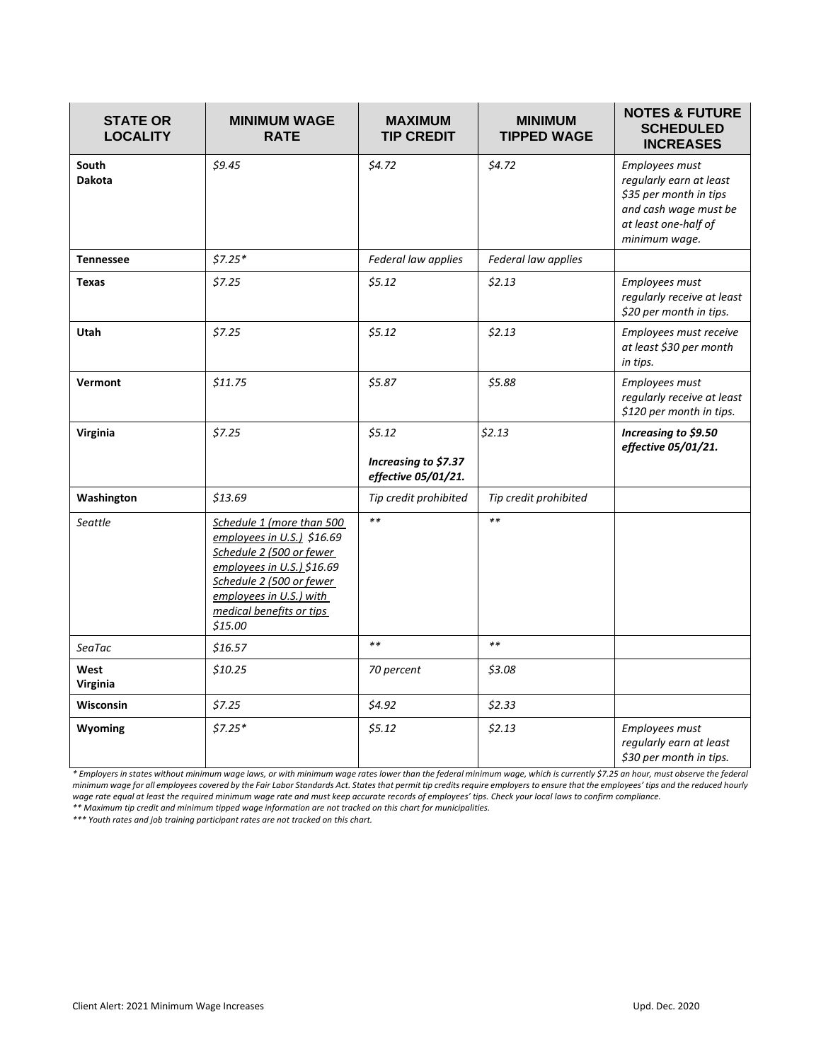| STATE OR LOCALITY | MINIMUM WAGE RATE | MAXIMUM TIP CREDIT | MINIMUM TIPPED WAGE | NOTES & FUTURE SCHEDULED INCREASES |
|---|---|---|---|---|
| **South Dakota** | *$9.45* | *$4.72* | *$4.72* | *Employees must regularly earn at least $35 per month in tips and cash wage must be at least one-half of minimum wage.* |
| **Tennessee** | *$7.25** | *Federal law applies* | *Federal law applies* | |
| **Texas** | *$7.25* | *$5.12* | *$2.13* | *Employees must regularly receive at least $20 per month in tips.* |
| **Utah** | *$7.25* | *$5.12* | *$2.13* | *Employees must receive at least $30 per month in tips.* |
| **Vermont** | *$11.75* | *$5.87* | *$5.88* | *Employees must regularly receive at least $120 per month in tips.* |
| **Virginia** | *$7.25* | *$5.12* ***Increasing to $7.37 effective 05/01/21.*** | *$2.13* | ***Increasing to $9.50 effective 05/01/21.*** |
| **Washington** | *$13.69* | *Tip credit prohibited* | *Tip credit prohibited* | |
| *Seattle* | *Schedule 1 (more than 500 employees in U.S.) $16.69* *Schedule 2 (500 or fewer employees in U.S.) $16.69* *Schedule 2 (500 or fewer employees in U.S.) with medical benefits or tips $15.00* | ** | ** | |
| *SeaTac* | *$16.57* | ** | ** | |
| **West Virginia** | *$10.25* | *70 percent* | *$3.08* | |
| **Wisconsin** | *$7.25* | *$4.92* | *$2.33* | |
| **Wyoming** | *$7.25** | *$5.12* | *$2.13* | *Employees must regularly earn at least $30 per month in tips.* |

*\* Employers in states without minimum wage laws, or with minimum wage rates lower than the federal minimum wage, which is currently $7.25 an hour, must observe the federal minimum wage for all employees covered by the Fair Labor Standards Act. States that permit tip credits require employers to ensure that the employees' tips and the reduced hourly wage rate equal at least the required minimum wage rate and must keep accurate records of employees' tips. Check your local laws to confirm compliance.*

*\*\* Maximum tip credit and minimum tipped wage information are not tracked on this chart for municipalities.*

*\*\*\* Youth rates and job training participant rates are not tracked on this chart.*